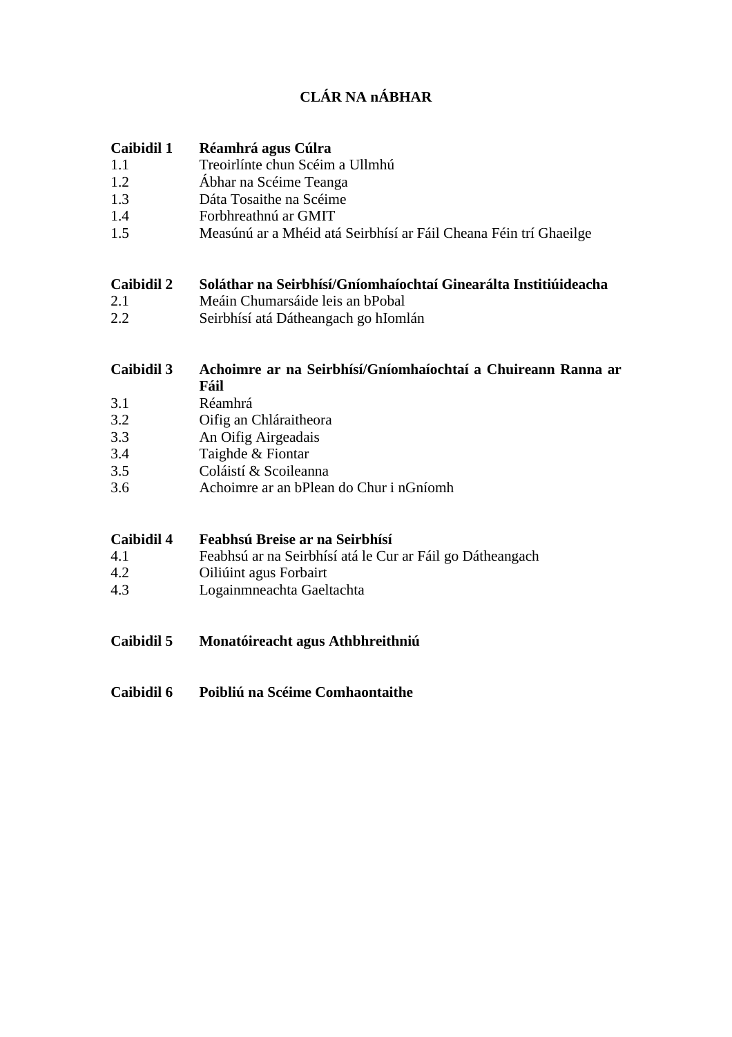# CLÁR NA nÁBHAR

**Caibidil 1 Réamhrá agus Cúlra**

1.1 Treoirlínte chun Scéim a Ullmhú
1.2 Ábhar na Scéime Teanga
1.3 Dáta Tosaithe na Scéime
1.4 Forbhreathnú ar GMIT
1.5 Measúnú ar a Mhéid atá Seirbhísí ar Fáil Cheana Féin trí Ghaeilge

**Caibidil 2 Soláthar na Seirbhísí/Gníomhaíochtaí Ginearálta Institiúideacha**

2.1 Meáin Chumarsáide leis an bPobal
2.2 Seirbhísí atá Dátheangach go hIomlán

**Caibidil 3 Achoimre ar na Seirbhísí/Gníomhaíochtaí a Chuireann Ranna ar Fáil**

3.1 Réamhrá
3.2 Oifig an Chláraitheora
3.3 An Oifig Airgeadais
3.4 Taighde & Fiontar
3.5 Coláistí & Scoileanna
3.6 Achoimre ar an bPlean do Chur i nGníomh

**Caibidil 4 Feabhsú Breise ar na Seirbhísí**

4.1 Feabhsú ar na Seirbhísí atá le Cur ar Fáil go Dátheangach
4.2 Oiliúint agus Forbairt
4.3 Logainmneachta Gaeltachta

**Caibidil 5 Monatóireacht agus Athbhreithniú**

**Caibidil 6 Poibliú na Scéime Comhaontaithe**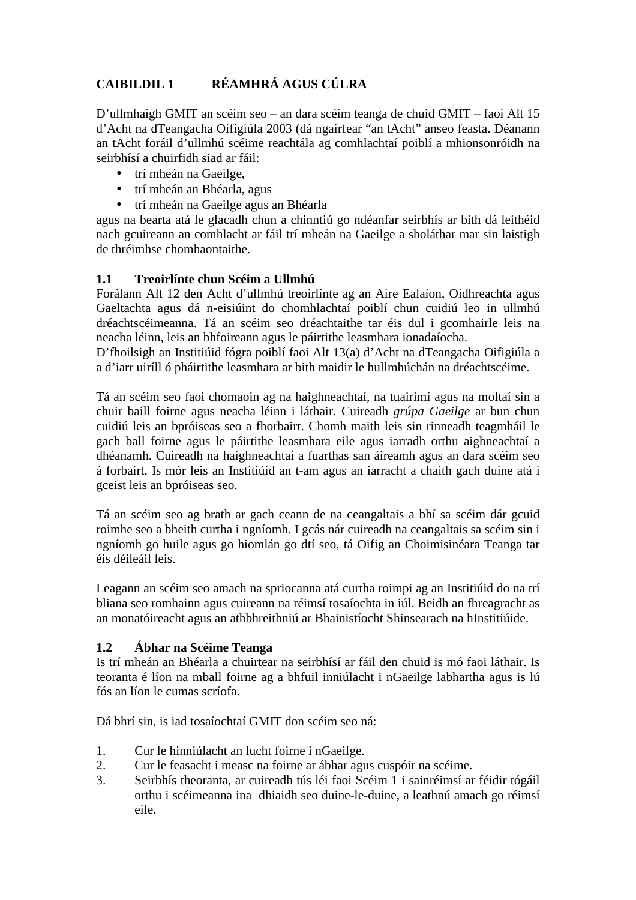## CAIBILDIL 1 RÉAMHRÁ AGUS CÚLRA

D'ullmhaigh GMIT an scéim seo – an dara scéim teanga de chuid GMIT – faoi Alt 15 d'Acht na dTeangacha Oifigiúla 2003 (dá ngairfear "an tAcht" anseo feasta. Déanann an tAcht foráil d'ullmhú scéime reachtála ag comhlachtaí poiblí a mhionsonróidh na seirbhísí a chuirfidh siad ar fáil:

- trí mheán na Gaeilge,
- trí mheán an Bhéarla, agus
- trí mheán na Gaeilge agus an Bhéarla

agus na bearta atá le glacadh chun a chinntiú go ndéanfar seirbhís ar bith dá leithéid nach gcuireann an comhlacht ar fáil trí mheán na Gaeilge a sholáthar mar sin laistigh de thréimhse chomhaontaithe.

### 1.1 Treoirlínte chun Scéim a Ullmhú

Forálann Alt 12 den Acht d'ullmhú treoirlínte ag an Aire Ealaíon, Oidhreachta agus Gaeltachta agus dá n-eisiúint do chomhlachtaí poiblí chun cuidiú leo in ullmhú dréachtscéimeanna. Tá an scéim seo dréachtaithe tar éis dul i gcomhairle leis na neacha léinn, leis an bhfoireann agus le páirtithe leasmhara ionadaíocha.
D'fhoilsigh an Institiúid fógra poiblí faoi Alt 13(a) d'Acht na dTeangacha Oifigiúla a a d'iarr uiríll ó pháirtithe leasmhara ar bith maidir le hullmhúchán na dréachtscéime.

Tá an scéim seo faoi chomaoin ag na haighneachtaí, na tuairimí agus na moltaí sin a chuir baill foirne agus neacha léinn i láthair. Cuireadh *grúpa Gaeilge* ar bun chun cuidiú leis an bpróiseas seo a fhorbairt. Chomh maith leis sin rinneadh teagmháil le gach ball foirne agus le páirtithe leasmhara eile agus iarradh orthu aighneachtaí a dhéanamh. Cuireadh na haighneachtaí a fuarthas san áireamh agus an dara scéim seo á forbairt. Is mór leis an Institiúid an t-am agus an iarracht a chaith gach duine atá i gceist leis an bpróiseas seo.

Tá an scéim seo ag brath ar gach ceann de na ceangaltais a bhí sa scéim dár gcuid roimhe seo a bheith curtha i ngníomh. I gcás nár cuireadh na ceangaltais sa scéim sin i ngníomh go huile agus go hiomlán go dtí seo, tá Oifig an Choimisinéara Teanga tar éis déileáil leis.

Leagann an scéim seo amach na spriocanna atá curtha roimpi ag an Institiúid do na trí bliana seo romhainn agus cuireann na réimsí tosaíochta in iúl. Beidh an fhreagracht as an monatóireacht agus an athbhreithniú ar Bhainistíocht Shinsearach na hInstitiúide.

### 1.2 Ábhar na Scéime Teanga

Is trí mheán an Bhéarla a chuirtear na seirbhísí ar fáil den chuid is mó faoi láthair. Is teoranta é líon na mball foirne ag a bhfuil inniúlacht i nGaeilge labhartha agus is lú fós an líon le cumas scríofa.

Dá bhrí sin, is iad tosaíochtaí GMIT don scéim seo ná:

1. Cur le hinniúlacht an lucht foirne i nGaeilge.
2. Cur le feasacht i measc na foirne ar ábhar agus cuspóir na scéime.
3. Seirbhís theoranta, ar cuireadh tús léi faoi Scéim 1 i sainréimsí ar féidir tógáil orthu i scéimeanna ina dhiaidh seo duine-le-duine, a leathnú amach go réimsí eile.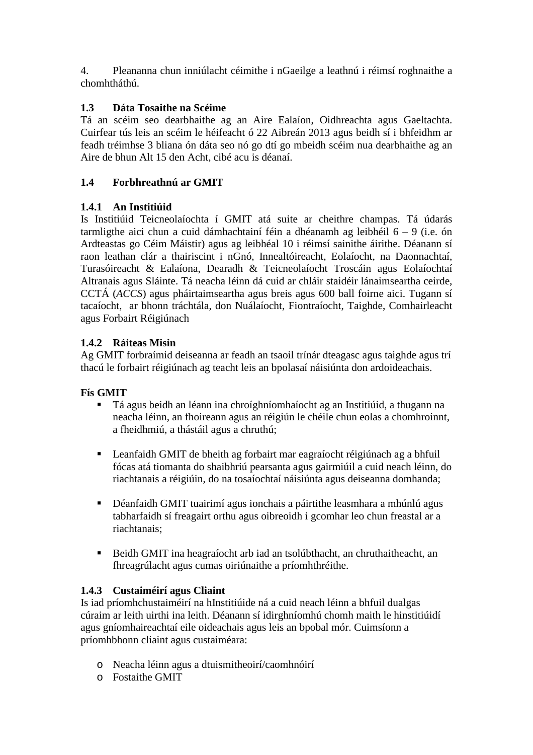4. Pleananna chun inniúlacht céimithe i nGaeilge a leathnú i réimsí roghnaithe a chomhtháthú.

### 1.3 Dáta Tosaithe na Scéime

Tá an scéim seo dearbhaithe ag an Aire Ealaíon, Oidhreachta agus Gaeltachta. Cuirfear tús leis an scéim le héifeacht ó 22 Aibreán 2013 agus beidh sí i bhfeidhm ar feadh tréimhse 3 bliana ón dáta seo nó go dtí go mbeidh scéim nua dearbhaithe ag an Aire de bhun Alt 15 den Acht, cibé acu is déanaí.

### 1.4 Forbhreathnú ar GMIT

#### 1.4.1 An Institiúid

Is Institiúid Teicneolaíochta í GMIT atá suite ar cheithre champas. Tá údarás tarmligthe aici chun a cuid dámhachtainí féin a dhéanamh ag leibhéil 6 – 9 (i.e. ón Ardteastas go Céim Máistir) agus ag leibhéal 10 i réimsí sainithe áirithe. Déanann sí raon leathan clár a thairiscint i nGnó, Innealtóireacht, Eolaíocht, na Daonnachtaí, Turasóireacht & Ealaíona, Dearadh & Teicneolaíocht Troscáin agus Eolaíochtaí Altranais agus Sláinte. Tá neacha léinn dá cuid ar chláir staidéir lánaimseartha ceirde, CCTÁ (*ACCS*) agus pháirtaimseartha agus breis agus 600 ball foirne aici. Tugann sí tacaíocht, ar bhonn tráchtála, don Nuálaíocht, Fiontraíocht, Taighde, Comhairleacht agus Forbairt Réigiúnach

#### 1.4.2 Ráiteas Misin

Ag GMIT forbraímid deiseanna ar feadh an tsaoil trínár dteagasc agus taighde agus trí thacú le forbairt réigiúnach ag teacht leis an bpolasaí náisiúnta don ardoideachais.

**Fís GMIT**

- Tá agus beidh an léann ina chroíghníomhaíocht ag an Institiúid, a thugann na neacha léinn, an fhoireann agus an réigiún le chéile chun eolas a chomhroinnt, a fheidhmiú, a thástáil agus a chruthú;
- Leanfaidh GMIT de bheith ag forbairt mar eagraíocht réigiúnach ag a bhfuil fócas atá tiomanta do shaibhriú pearsanta agus gairmiúil a cuid neach léinn, do riachtanais a réigiúin, do na tosaíochtaí náisiúnta agus deiseanna domhanda;
- Déanfaidh GMIT tuairimí agus ionchais a páirtithe leasmhara a mhúnlú agus tabharfaidh sí freagairt orthu agus oibreoidh i gcomhar leo chun freastal ar a riachtanais;
- Beidh GMIT ina heagraíocht arb iad an tsolúbthacht, an chruthaitheacht, an fhreagrúlacht agus cumas oiriúnaithe a príomhthréithe.

#### 1.4.3 Custaiméirí agus Cliaint

Is iad príomhchustaiméirí na hInstitiúide ná a cuid neach léinn a bhfuil dualgas cúraim ar leith uirthi ina leith. Déanann sí idirghníomhú chomh maith le hinstitiúidí agus gníomhaireachtaí eile oideachais agus leis an bpobal mór. Cuimsíonn a príomhbhonn cliaint agus custaiméara:

- Neacha léinn agus a dtuismitheoirí/caomhnóirí
- Fostaithe GMIT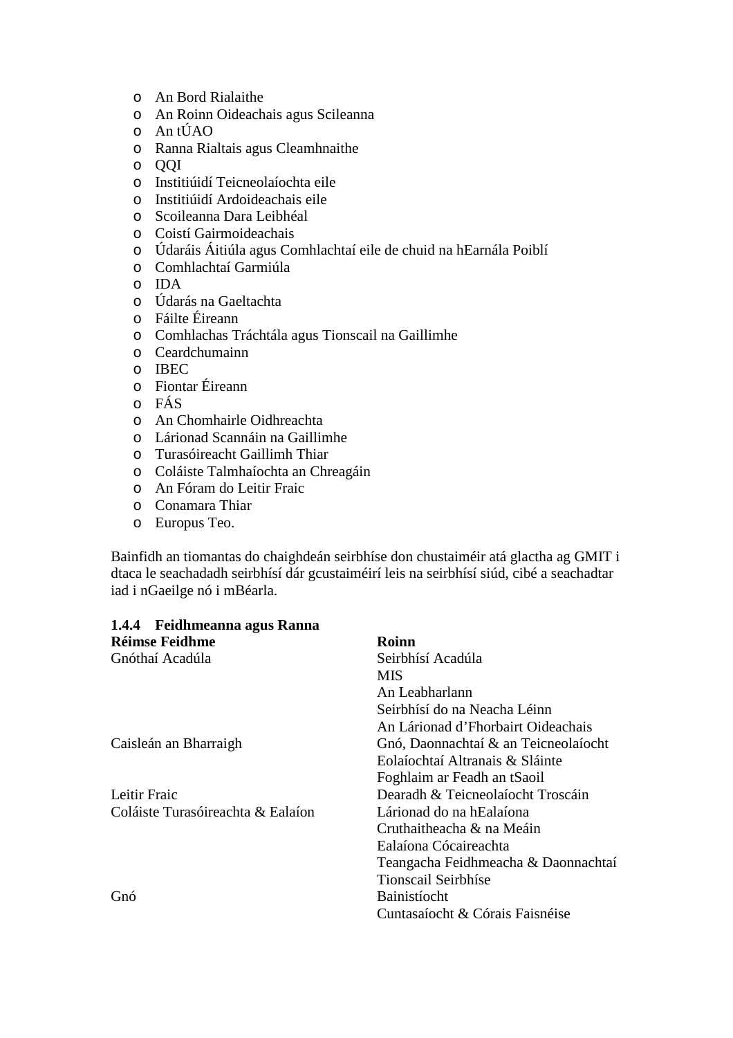- An Bord Rialaithe
- An Roinn Oideachais agus Scileanna
- An tÚAO
- Ranna Rialtais agus Cleamhnaithe
- QQI
- Institiúidí Teicneolaíochta eile
- Institiúidí Ardoideachais eile
- Scoileanna Dara Leibhéal
- Coistí Gairmoideachais
- Údaráis Áitiúla agus Comhlachtaí eile de chuid na hEarnála Poiblí
- Comhlachtaí Garmiúla
- IDA
- Údarás na Gaeltachta
- Fáilte Éireann
- Comhlachas Tráchtála agus Tionscail na Gaillimhe
- Ceardchumainn
- IBEC
- Fiontar Éireann
- FÁS
- An Chomhairle Oidhreachta
- Lárionad Scannáin na Gaillimhe
- Turasóireacht Gaillimh Thiar
- Coláiste Talmhaíochta an Chreagáin
- An Fóram do Leitir Fraic
- Conamara Thiar
- Europus Teo.

Bainfidh an tiomantas do chaighdeán seirbhíse don chustaiméir atá glactha ag GMIT i dtaca le seachadadh seirbhísí dár gcustaiméirí leis na seirbhísí siúd, cibé a seachadtar iad i nGaeilge nó i mBéarla.

### 1.4.4 Feidhmeanna agus Ranna

| Réimse Feidhme | Roinn |
|---|---|
| Gnóthaí Acadúla | Seirbhísí Acadúla |
| | MIS |
| | An Leabharlann |
| | Seirbhísí do na Neacha Léinn |
| | An Lárionad d'Fhorbairt Oideachais |
| Caisleán an Bharraigh | Gnó, Daonnachtaí & an Teicneolaíocht |
| | Eolaíochtaí Altranais & Sláinte |
| | Foghlaim ar Feadh an tSaoil |
| Leitir Fraic | Dearadh & Teicneolaíocht Troscáin |
| Coláiste Turasóireachta & Ealaíon | Lárionad do na hEalaíona Cruthaitheacha & na Meáin |
| | Ealaíona Cócaireachta |
| | Teangacha Feidhmeacha & Daonnachtaí |
| | Tionscail Seirbhíse |
| Gnó | Bainistíocht |
| | Cuntasaíocht & Córais Faisnéise |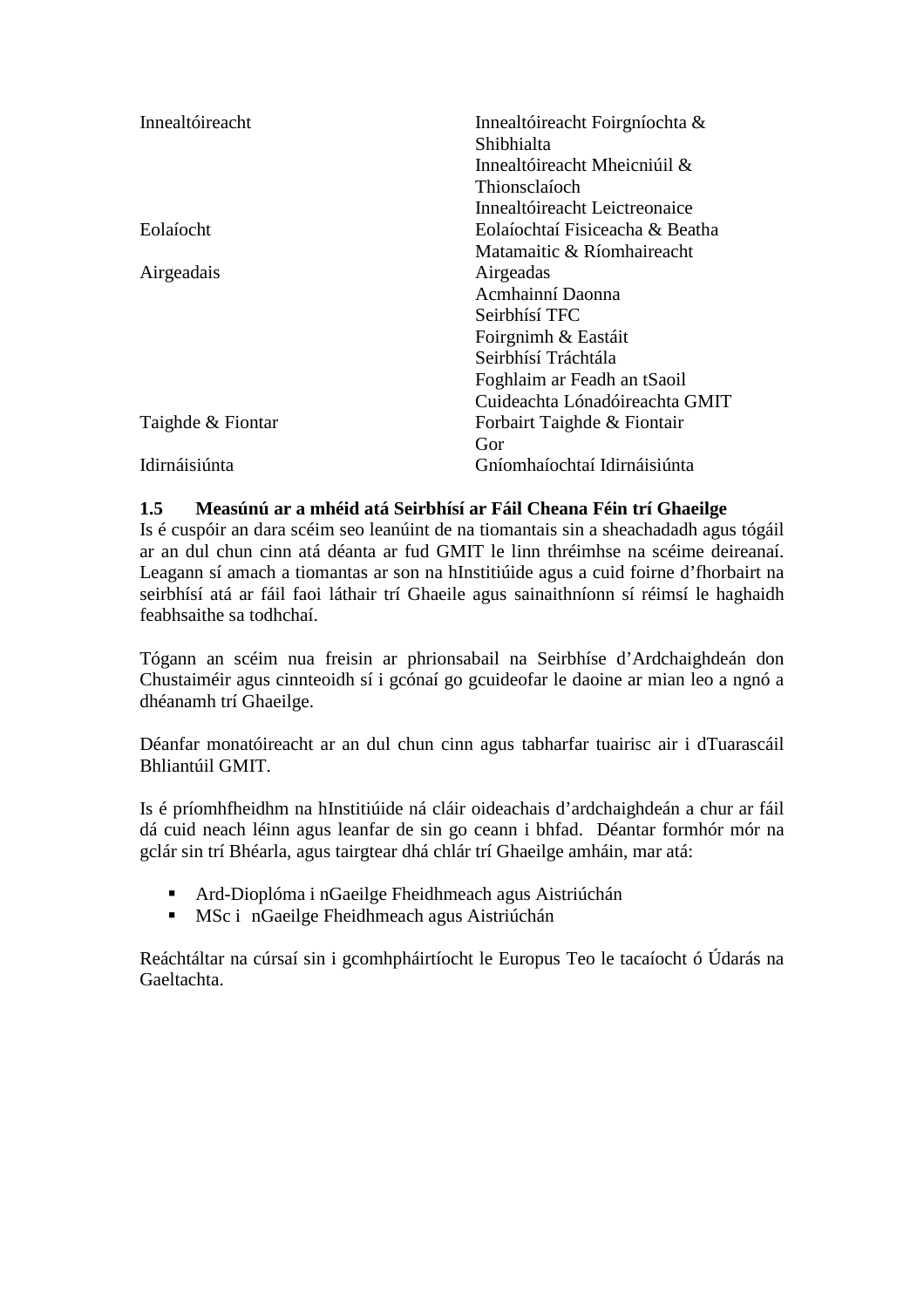| | |
|---|---|
| Innealtóireacht | Innealtóireacht Foirgníochta & Shibhialta |
| | Innealtóireacht Mheicniúil & Thionsclaíoch |
| | Innealtóireacht Leictreonaice |
| Eolaíocht | Eolaíochtaí Fisiceacha & Beatha |
| | Matamaitic & Ríomhaireacht |
| Airgeadais | Airgeadas |
| | Acmhainní Daonna |
| | Seirbhísí TFC |
| | Foirgnimh & Eastáit |
| | Seirbhísí Tráchtála |
| | Foghlaim ar Feadh an tSaoil |
| | Cuideachta Lónadóireachta GMIT |
| Taighde & Fiontar | Forbairt Taighde & Fiontair |
| | Gor |
| Idirnáisiúnta | Gníomhaíochtaí Idirnáisiúnta |

### 1.5 Measúnú ar a mhéid atá Seirbhísí ar Fáil Cheana Féin trí Ghaeilge

Is é cuspóir an dara scéim seo leanúint de na tiomantais sin a sheachadadh agus tógáil ar an dul chun cinn atá déanta ar fud GMIT le linn thréimhse na scéime deireanaí. Leagann sí amach a tiomantas ar son na hInstitiúide agus a cuid foirne d'fhorbairt na seirbhísí atá ar fáil faoi láthair trí Ghaeile agus sainaithníonn sí réimsí le haghaidh feabhsaithe sa todhchaí.

Tógann an scéim nua freisin ar phrionsabail na Seirbhíse d'Ardchaighdeán don Chustaiméir agus cinnteoidh sí i gcónaí go gcuideofar le daoine ar mian leo a ngnó a dhéanamh trí Ghaeilge.

Déanfar monatóireacht ar an dul chun cinn agus tabharfar tuairisc air i dTuarascáil Bhliantúil GMIT.

Is é príomhfheidhm na hInstitiúide ná cláir oideachais d'ardchaighdeán a chur ar fáil dá cuid neach léinn agus leanfar de sin go ceann i bhfad. Déantar formhór mór na gclár sin trí Bhéarla, agus tairgtear dhá chlár trí Ghaeilge amháin, mar atá:

- Ard-Dioplóma i nGaeilge Fheidhmeach agus Aistriúchán
- MSc i nGaeilge Fheidhmeach agus Aistriúchán

Reáchtáltar na cúrsaí sin i gcomhpháirtíocht le Europus Teo le tacaíocht ó Údarás na Gaeltachta.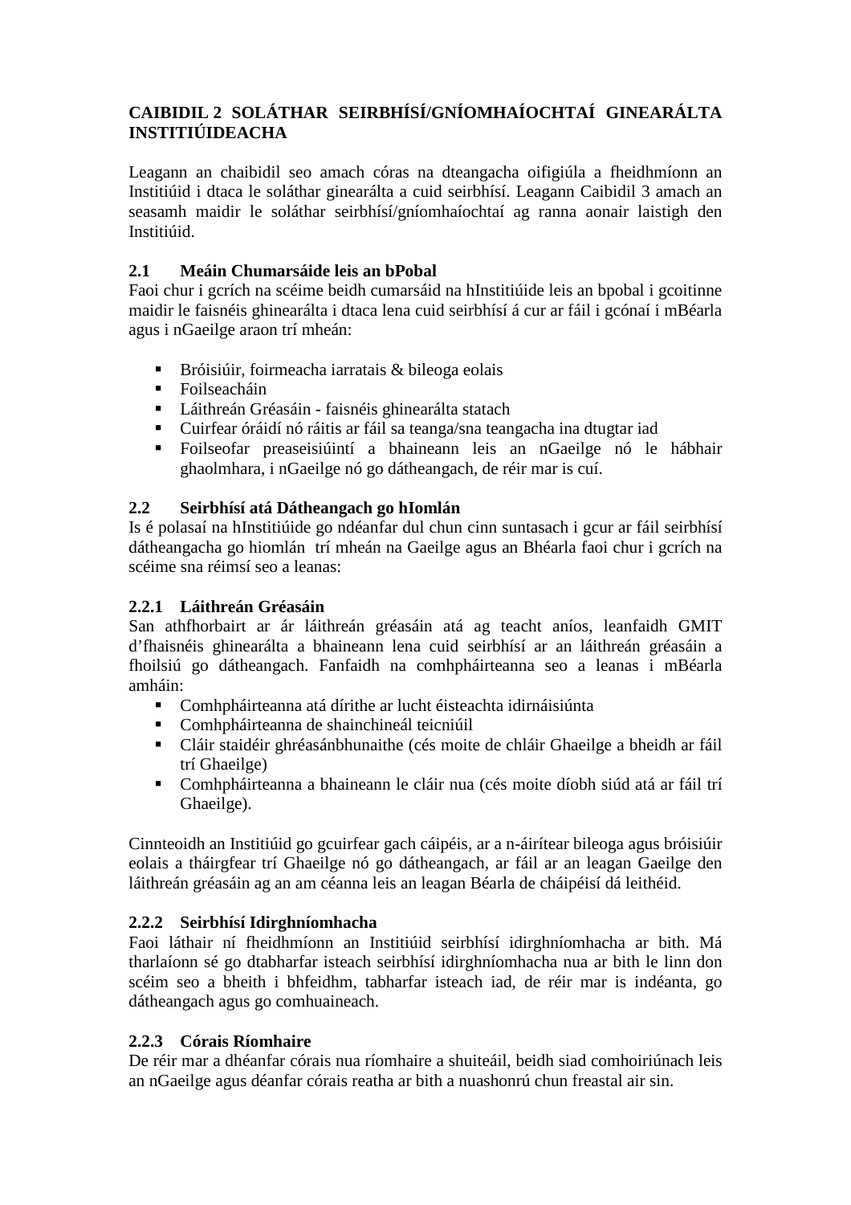## CAIBIDIL 2 SOLÁTHAR SEIRBHÍSÍ/GNÍOMHAÍOCHTAÍ GINEARÁLTA INSTITIÚIDEACHA

Leagann an chaibidil seo amach córas na dteangacha oifigiúla a fheidhmíonn an Institiúid i dtaca le soláthar ginearálta a cuid seirbhísí. Leagann Caibidil 3 amach an seasamh maidir le soláthar seirbhísí/gníomhaíochtaí ag ranna aonair laistigh den Institiúid.

### 2.1 Meáin Chumarsáide leis an bPobal

Faoi chur i gcrích na scéime beidh cumarsáid na hInstitiúide leis an bpobal i gcoitinne maidir le faisnéis ghinearálta i dtaca lena cuid seirbhísí á cur ar fáil i gcónaí i mBéarla agus i nGaeilge araon trí mheán:

- Bróisiúir, foirmeacha iarratais & bileoga eolais
- Foilseacháin
- Láithreán Gréasáin - faisnéis ghinearálta statach
- Cuirfear óráidí nó ráitis ar fáil sa teanga/sna teangacha ina dtugtar iad
- Foilseofar preaseisiúintí a bhaineann leis an nGaeilge nó le hábhair ghaolmhara, i nGaeilge nó go dátheangach, de réir mar is cuí.

### 2.2 Seirbhísí atá Dátheangach go hIomlán

Is é polasaí na hInstitiúide go ndéanfar dul chun cinn suntasach i gcur ar fáil seirbhísí dátheangacha go hiomlán trí mheán na Gaeilge agus an Bhéarla faoi chur i gcrích na scéime sna réimsí seo a leanas:

#### 2.2.1 Láithreán Gréasáin

San athfhorbairt ar ár láithreán gréasáin atá ag teacht aníos, leanfaidh GMIT d'fhaisnéis ghinearálta a bhaineann lena cuid seirbhísí ar an láithreán gréasáin a fhoilsiú go dátheangach. Fanfaidh na comhpháirteanna seo a leanas i mBéarla amháin:

- Comhpháirteanna atá dírithe ar lucht éisteachta idirnáisiúnta
- Comhpháirteanna de shainchineál teicniúil
- Cláir staidéir ghréasánbhunaithe (cés moite de chláir Ghaeilge a bheidh ar fáil trí Ghaeilge)
- Comhpháirteanna a bhaineann le cláir nua (cés moite díobh siúd atá ar fáil trí Ghaeilge).

Cinnteoidh an Institiúid go gcuirfear gach cáipéis, ar a n-áirítear bileoga agus bróisiúir eolais a tháirgfear trí Ghaeilge nó go dátheangach, ar fáil ar an leagan Gaeilge den láithreán gréasáin ag an am céanna leis an leagan Béarla de cháipéisí dá leithéid.

#### 2.2.2 Seirbhísí Idirghníomhacha

Faoi láthair ní fheidhmíonn an Institiúid seirbhísí idirghníomhacha ar bith. Má tharlaíonn sé go dtabharfar isteach seirbhísí idirghníomhacha nua ar bith le linn don scéim seo a bheith i bhfeidhm, tabharfar isteach iad, de réir mar is indéanta, go dátheangach agus go comhuaineach.

#### 2.2.3 Córais Ríomhaire

De réir mar a dhéanfar córais nua ríomhaire a shuiteáil, beidh siad comhoiriúnach leis an nGaeilge agus déanfar córais reatha ar bith a nuashonrú chun freastal air sin.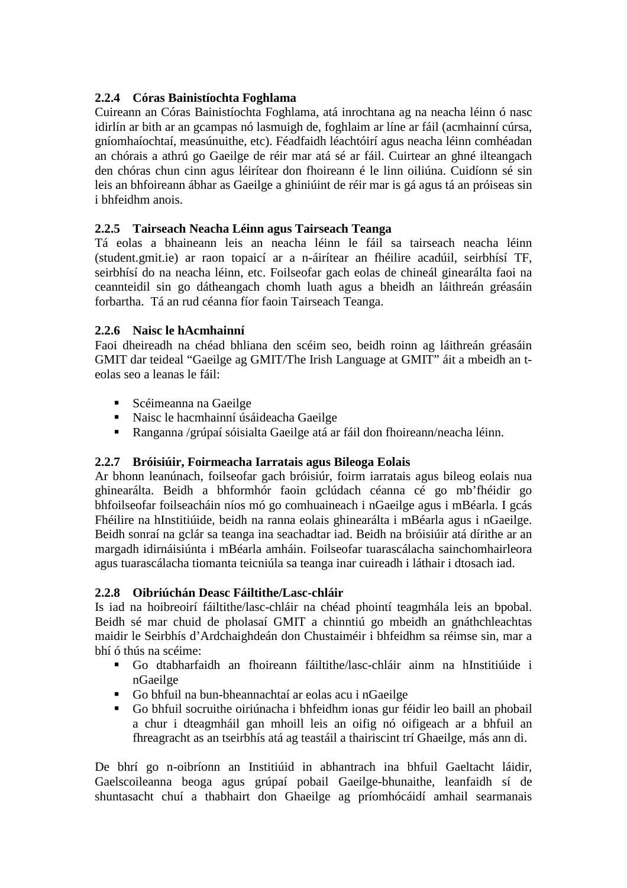### 2.2.4 Córas Bainistíochta Foghlama

Cuireann an Córas Bainistíochta Foghlama, atá inrochtana ag na neacha léinn ó nasc idirlín ar bith ar an gcampas nó lasmuigh de, foghlaim ar líne ar fáil (acmhainní cúrsa, gníomhaíochtaí, measúnuithe, etc). Féadfaidh léachtóirí agus neacha léinn comhéadan an chórais a athrú go Gaeilge de réir mar atá sé ar fáil. Cuirtear an ghné ilteangach den chóras chun cinn agus léirítear don fhoireann é le linn oiliúna. Cuidíonn sé sin leis an bhfoireann ábhar as Gaeilge a ghiniúint de réir mar is gá agus tá an próiseas sin i bhfeidhm anois.

### 2.2.5 Tairseach Neacha Léinn agus Tairseach Teanga

Tá eolas a bhaineann leis an neacha léinn le fáil sa tairseach neacha léinn (student.gmit.ie) ar raon topaicí ar a n-áirítear an fhéilire acadúil, seirbhísí TF, seirbhísí do na neacha léinn, etc. Foilseofar gach eolas de chineál ginearálta faoi na ceannteidil sin go dátheangach chomh luath agus a bheidh an láithreán gréasáin forbartha. Tá an rud céanna fíor faoin Tairseach Teanga.

### 2.2.6 Naisc le hAcmhainní

Faoi dheireadh na chéad bhliana den scéim seo, beidh roinn ag láithreán gréasáin GMIT dar teideal "Gaeilge ag GMIT/The Irish Language at GMIT" áit a mbeidh an t-eolas seo a leanas le fáil:

- Scéimeanna na Gaeilge
- Naisc le hacmhainní úsáideacha Gaeilge
- Ranganna /grúpaí sóisialta Gaeilge atá ar fáil don fhoireann/neacha léinn.

### 2.2.7 Bróisiúir, Foirmeacha Iarratais agus Bileoga Eolais

Ar bhonn leanúnach, foilseofar gach bróisiúr, foirm iarratais agus bileog eolais nua ghinearálta. Beidh a bhformhór faoin gclúdach céanna cé go mb'fhéidir go bhfoilseofar foilseacháin níos mó go comhuaineach i nGaeilge agus i mBéarla. I gcás Fhéilire na hInstitiúide, beidh na ranna eolais ghinearálta i mBéarla agus i nGaeilge. Beidh sonraí na gclár sa teanga ina seachadtar iad. Beidh na bróisiúir atá dírithe ar an margadh idirnáisiúnta i mBéarla amháin. Foilseofar tuarascálacha sainchomhairleora agus tuarascálacha tiomanta teicniúla sa teanga inar cuireadh i láthair i dtosach iad.

### 2.2.8 Oibriúchán Deasc Fáiltithe/Lasc-chláir

Is iad na hoibreoirí fáiltithe/lasc-chláir na chéad phointí teagmhála leis an bpobal. Beidh sé mar chuid de pholasaí GMIT a chinntiú go mbeidh an gnáthchleachtas maidir le Seirbhís d'Ardchaighdeán don Chustaiméir i bhfeidhm sa réimse sin, mar a bhí ó thús na scéime:

- Go dtabharfaidh an fhoireann fáiltithe/lasc-chláir ainm na hInstitiúide i nGaeilge
- Go bhfuil na bun-bheannachtaí ar eolas acu i nGaeilge
- Go bhfuil socruithe oiriúnacha i bhfeidhm ionas gur féidir leo baill an phobail a chur i dteagmháil gan mhoill leis an oifig nó oifigeach ar a bhfuil an fhreagracht as an tseirbhís atá ag teastáil a thairiscint trí Ghaeilge, más ann di.

De bhrí go n-oibríonn an Institiúid in abhantrach ina bhfuil Gaeltacht láidir, Gaelscoileanna beoga agus grúpaí pobail Gaeilge-bhunaithe, leanfaidh sí de shuntasacht chuí a thabhairt don Ghaeilge ag príomhócáidí amhail searmanais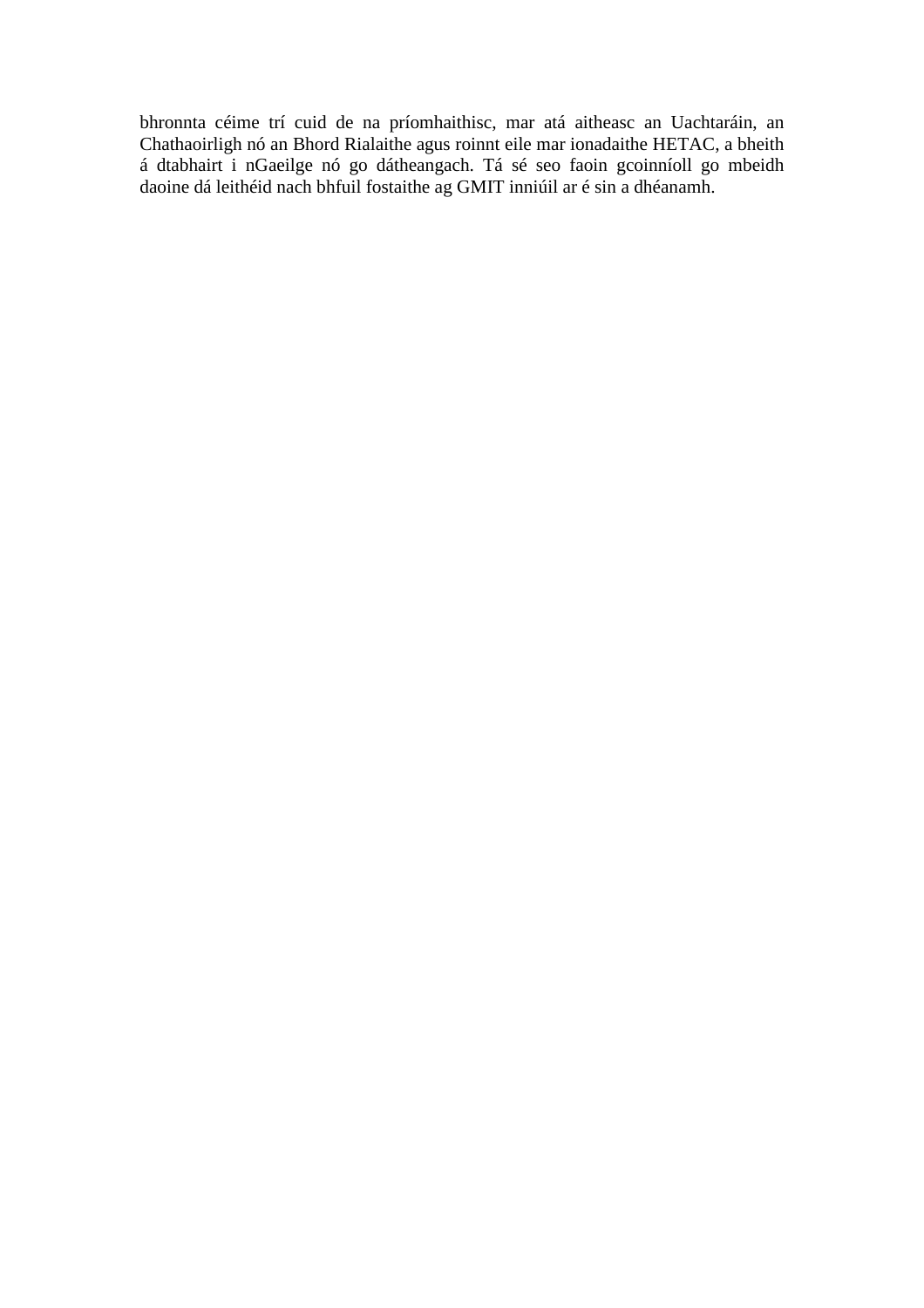bhronnta céime trí cuid de na príomhaithisc, mar atá aitheasc an Uachtaráin, an Chathaoirligh nó an Bhord Rialaithe agus roinnt eile mar ionadaithe HETAC, a bheith á dtabhairt i nGaeilge nó go dátheangach. Tá sé seo faoin gcoinníoll go mbeidh daoine dá leithéid nach bhfuil fostaithe ag GMIT inniúil ar é sin a dhéanamh.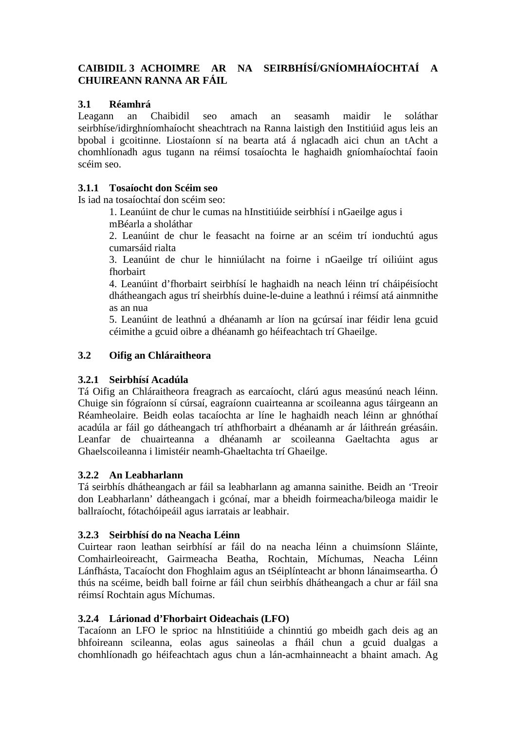## CAIBIDIL 3 ACHOIMRE AR NA SEIRBHÍSÍ/GNÍOMHAÍOCHTAÍ A CHUIREANN RANNA AR FÁIL

### 3.1 Réamhrá

Leagann an Chaibidil seo amach an seasamh maidir le soláthar seirbhíse/idirghníomhaíocht sheachtrach na Ranna laistigh den Institiúid agus leis an bpobal i gcoitinne. Liostaíonn sí na bearta atá á nglacadh aici chun an tAcht a chomhlíonadh agus tugann na réimsí tosaíochta le haghaidh gníomhaíochtaí faoin scéim seo.

#### 3.1.1 Tosaíocht don Scéim seo

Is iad na tosaíochtaí don scéim seo:

1. Leanúint de chur le cumas na hInstitiúide seirbhísí i nGaeilge agus i mBéarla a sholáthar
2. Leanúint de chur le feasacht na foirne ar an scéim trí ionduchtú agus cumarsáid rialta
3. Leanúint de chur le hinniúlacht na foirne i nGaeilge trí oiliúint agus fhorbairt
4. Leanúint d'fhorbairt seirbhísí le haghaidh na neach léinn trí cháipéisíocht dhátheangach agus trí sheirbhís duine-le-duine a leathnú i réimsí atá ainmnithe as an nua
5. Leanúint de leathnú a dhéanamh ar líon na gcúrsaí inar féidir lena gcuid céimithe a gcuid oibre a dhéanamh go héifeachtach trí Ghaeilge.

### 3.2 Oifig an Chláraitheora

#### 3.2.1 Seirbhísí Acadúla

Tá Oifig an Chláraitheora freagrach as earcaíocht, clárú agus measúnú neach léinn. Chuige sin fógraíonn sí cúrsaí, eagraíonn cuairteanna ar scoileanna agus táirgeann an Réamheolaire. Beidh eolas tacaíochta ar líne le haghaidh neach léinn ar ghnóthaí acadúla ar fáil go dátheangach trí athfhorbairt a dhéanamh ar ár láithreán gréasáin. Leanfar de chuairteanna a dhéanamh ar scoileanna Gaeltachta agus ar Ghaelscoileanna i limistéir neamh-Ghaeltachta trí Ghaeilge.

#### 3.2.2 An Leabharlann

Tá seirbhís dhátheangach ar fáil sa leabharlann ag amanna sainithe. Beidh an 'Treoir don Leabharlann' dátheangach i gcónaí, mar a bheidh foirmeacha/bileoga maidir le ballraíocht, fótachóipeáil agus iarratais ar leabhair.

#### 3.2.3 Seirbhísí do na Neacha Léinn

Cuirtear raon leathan seirbhísí ar fáil do na neacha léinn a chuimsíonn Sláinte, Comhairleoireacht, Gairmeacha Beatha, Rochtain, Míchumas, Neacha Léinn Lánfhásta, Tacaíocht don Fhoghlaim agus an tSéiplínteacht ar bhonn lánaimseartha. Ó thús na scéime, beidh ball foirne ar fáil chun seirbhís dhátheangach a chur ar fáil sna réimsí Rochtain agus Míchumas.

#### 3.2.4 Lárionad d'Fhorbairt Oideachais (LFO)

Tacaíonn an LFO le sprioc na hInstitiúide a chinntiú go mbeidh gach deis ag an bhfoireann scileanna, eolas agus saineolas a fháil chun a gcuid dualgas a chomhlíonadh go héifeachtach agus chun a lán-acmhainneacht a bhaint amach. Ag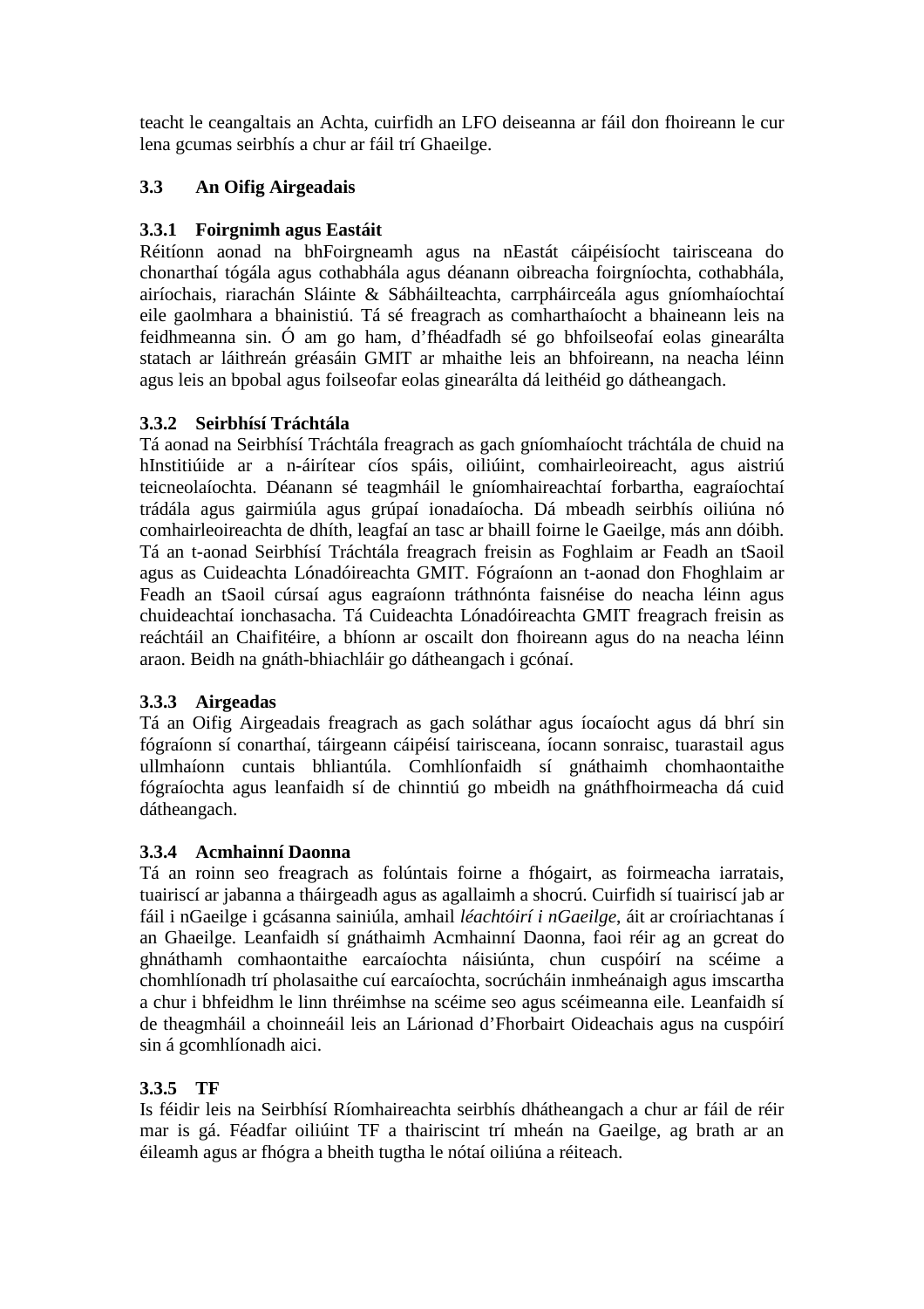teacht le ceangaltais an Achta, cuirfidh an LFO deiseanna ar fáil don fhoireann le cur lena gcumas seirbhís a chur ar fáil trí Ghaeilge.

## 3.3 An Oifig Airgeadais

### 3.3.1 Foirgnimh agus Eastáit

Réitíonn aonad na bhFoirgneamh agus na nEastát cáipéisíocht tairisceana do chonarthaí tógála agus cothabhála agus déanann oibreacha foirgníochta, cothabhála, airíochais, riarachán Sláinte & Sábháilteachta, carrpháirceála agus gníomhaíochtaí eile gaolmhara a bhainistiú. Tá sé freagrach as comharthaíocht a bhaineann leis na feidhmeanna sin. Ó am go ham, d'fhéadfadh sé go bhfoilseofaí eolas ginearálta statach ar láithreán gréasáin GMIT ar mhaithe leis an bhfoireann, na neacha léinn agus leis an bpobal agus foilseofar eolas ginearálta dá leithéid go dátheangach.

### 3.3.2 Seirbhísí Tráchtála

Tá aonad na Seirbhísí Tráchtála freagrach as gach gníomhaíocht tráchtála de chuid na hInstitiúide ar a n-áirítear cíos spáis, oiliúint, comhairleoireacht, agus aistriú teicneolaíochta. Déanann sé teagmháil le gníomhaireachtaí forbartha, eagraíochtaí trádála agus gairmiúla agus grúpaí ionadaíocha. Dá mbeadh seirbhís oiliúna nó comhairleoireachta de dhíth, leagfaí an tasc ar bhaill foirne le Gaeilge, más ann dóibh. Tá an t-aonad Seirbhísí Tráchtála freagrach freisin as Foghlaim ar Feadh an tSaoil agus as Cuideachta Lónadóireachta GMIT. Fógraíonn an t-aonad don Fhoghlaim ar Feadh an tSaoil cúrsaí agus eagraíonn tráthnónta faisnéise do neacha léinn agus chuideachtaí ionchasacha. Tá Cuideachta Lónadóireachta GMIT freagrach freisin as reáchtáil an Chaifitéire, a bhíonn ar oscailt don fhoireann agus do na neacha léinn araon. Beidh na gnáth-bhiachláir go dátheangach i gcónaí.

### 3.3.3 Airgeadas

Tá an Oifig Airgeadais freagrach as gach soláthar agus íocaíocht agus dá bhrí sin fógraíonn sí conarthaí, táirgeann cáipéisí tairisceana, íocann sonraisc, tuarastail agus ullmhaíonn cuntais bhliantúla. Comhlíonfaidh sí gnáthaimh chomhaontaithe fógraíochta agus leanfaidh sí de chinntiú go mbeidh na gnáthfhoirmeacha dá cuid dátheangach.

### 3.3.4 Acmhainní Daonna

Tá an roinn seo freagrach as folúntais foirne a fhógairt, as foirmeacha iarratais, tuairiscí ar jabanna a tháirgeadh agus as agallaimh a shocrú. Cuirfidh sí tuairiscí jab ar fáil i nGaeilge i gcásanna sainiúla, amhail *léachtóirí i nGaeilge*, áit ar croíriachtanas í an Ghaeilge. Leanfaidh sí gnáthaimh Acmhainní Daonna, faoi réir ag an gcreat do ghnáthamh comhaontaithe earcaíochta náisiúnta, chun cuspóirí na scéime a chomhlíonadh trí pholasaithe cuí earcaíochta, socrúcháin inmheánaigh agus imscartha a chur i bhfeidhm le linn thréimhse na scéime seo agus scéimeanna eile. Leanfaidh sí de theagmháil a choinneáil leis an Lárionad d'Fhorbairt Oideachais agus na cuspóirí sin á gcomhlíonadh aici.

### 3.3.5 TF

Is féidir leis na Seirbhísí Ríomhaireachta seirbhís dhátheangach a chur ar fáil de réir mar is gá. Féadfar oiliúint TF a thairiscint trí mheán na Gaeilge, ag brath ar an éileamh agus ar fhógra a bheith tugtha le nótaí oiliúna a réiteach.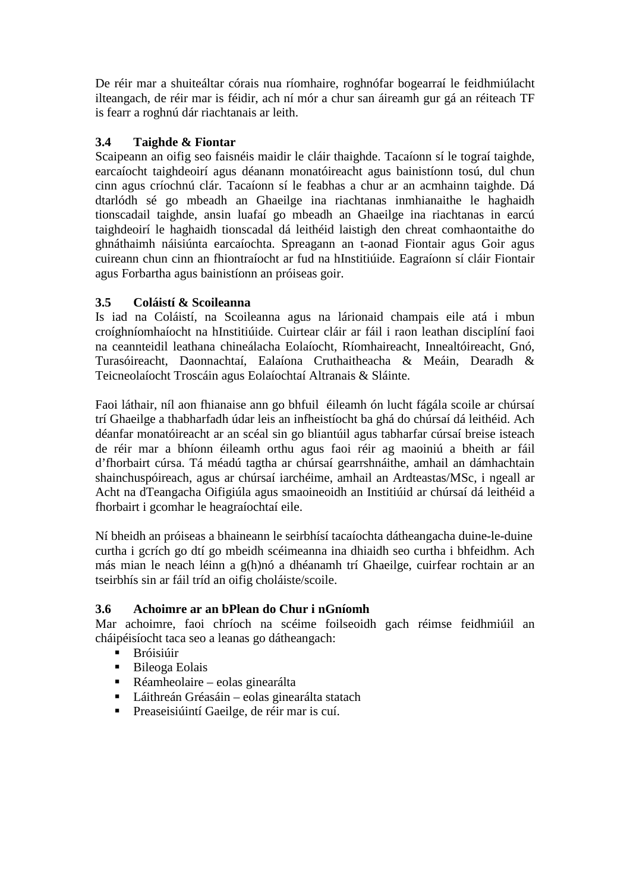De réir mar a shuiteáltar córais nua ríomhaire, roghnófar bogearraí le feidhmiúlacht ilteangach, de réir mar is féidir, ach ní mór a chur san áireamh gur gá an réiteach TF is fearr a roghnú dár riachtanais ar leith.

### 3.4 Taighde & Fiontar

Scaipeann an oifig seo faisnéis maidir le cláir thaighde. Tacaíonn sí le tograí taighde, earcaíocht taighdeoirí agus déanann monatóireacht agus bainistíonn tosú, dul chun cinn agus críochnú clár. Tacaíonn sí le feabhas a chur ar an acmhainn taighde. Dá dtarlódh sé go mbeadh an Ghaeilge ina riachtanas inmhianaithe le haghaidh tionscadail taighde, ansin luafaí go mbeadh an Ghaeilge ina riachtanas in earcú taighdeoirí le haghaidh tionscadal dá leithéid laistigh den chreat comhaontaithe do ghnáthaimh náisiúnta earcaíochta. Spreagann an t-aonad Fiontair agus Goir agus cuireann chun cinn an fhiontraíocht ar fud na hInstitiúide. Eagraíonn sí cláir Fiontair agus Forbartha agus bainistíonn an próiseas goir.

### 3.5 Coláistí & Scoileanna

Is iad na Coláistí, na Scoileanna agus na lárionaid champais eile atá i mbun croíghníomhaíocht na hInstitiúide. Cuirtear cláir ar fáil i raon leathan disciplíní faoi na ceannteidil leathana chineálacha Eolaíocht, Ríomhaireacht, Innealtóireacht, Gnó, Turasóireacht, Daonnachtaí, Ealaíona Cruthaitheacha & Meáin, Dearadh & Teicneolaíocht Troscáin agus Eolaíochtaí Altranais & Sláinte.

Faoi láthair, níl aon fhianaise ann go bhfuil éileamh ón lucht fágála scoile ar chúrsaí trí Ghaeilge a thabharfadh údar leis an infheistíocht ba ghá do chúrsaí dá leithéid. Ach déanfar monatóireacht ar an scéal sin go bliantúil agus tabharfar cúrsaí breise isteach de réir mar a bhíonn éileamh orthu agus faoi réir ag maoiniú a bheith ar fáil d'fhorbairt cúrsa. Tá méadú tagtha ar chúrsaí gearrshnáithe, amhail an dámhachtain shainchuspóireach, agus ar chúrsaí iarchéime, amhail an Ardteastas/MSc, i ngeall ar Acht na dTeangacha Oifigiúla agus smaoineoidh an Institiúid ar chúrsaí dá leithéid a fhorbairt i gcomhar le heagraíochtaí eile.

Ní bheidh an próiseas a bhaineann le seirbhísí tacaíochta dátheangacha duine-le-duine curtha i gcrích go dtí go mbeidh scéimeanna ina dhiaidh seo curtha i bhfeidhm. Ach más mian le neach léinn a g(h)nó a dhéanamh trí Ghaeilge, cuirfear rochtain ar an tseirbhís sin ar fáil tríd an oifig choláiste/scoile.

### 3.6 Achoimre ar an bPlean do Chur i nGníomh

Mar achoimre, faoi chríoch na scéime foilseoidh gach réimse feidhmiúil an cháipéisíocht taca seo a leanas go dátheangach:

- Bróisiúir
- Bileoga Eolais
- Réamheolaire – eolas ginearálta
- Láithreán Gréasáin – eolas ginearálta statach
- Preaseisiúintí Gaeilge, de réir mar is cuí.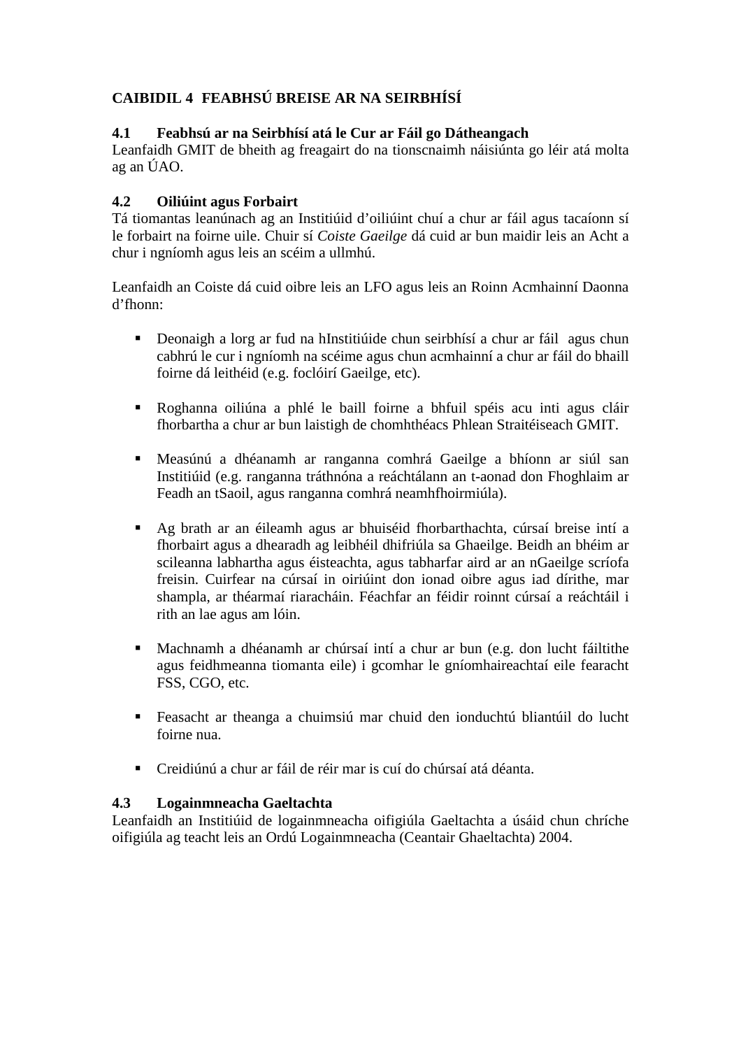## CAIBIDIL 4  FEABHSÚ BREISE AR NA SEIRBHÍSÍ

### 4.1 Feabhsú ar na Seirbhísí atá le Cur ar Fáil go Dátheangach

Leanfaidh GMIT de bheith ag freagairt do na tionscnaimh náisiúnta go léir atá molta ag an ÚAO.

### 4.2 Oiliúint agus Forbairt

Tá tiomantas leanúnach ag an Institiúid d'oiliúint chuí a chur ar fáil agus tacaíonn sí le forbairt na foirne uile. Chuir sí *Coiste Gaeilge* dá cuid ar bun maidir leis an Acht a chur i ngníomh agus leis an scéim a ullmhú.

Leanfaidh an Coiste dá cuid oibre leis an LFO agus leis an Roinn Acmhainní Daonna d'fhonn:

- Deonaigh a lorg ar fud na hInstitiúide chun seirbhísí a chur ar fáil agus chun cabhrú le cur i ngníomh na scéime agus chun acmhainní a chur ar fáil do bhaill foirne dá leithéid (e.g. foclóirí Gaeilge, etc).

- Roghanna oiliúna a phlé le baill foirne a bhfuil spéis acu inti agus cláir fhorbartha a chur ar bun laistigh de chomhthéacs Phlean Straitéiseach GMIT.

- Measúnú a dhéanamh ar ranganna comhrá Gaeilge a bhíonn ar siúl san Institiúid (e.g. ranganna tráthnóna a reáchtálann an t-aonad don Fhoghlaim ar Feadh an tSaoil, agus ranganna comhrá neamhfhoirmiúla).

- Ag brath ar an éileamh agus ar bhuiséid fhorbarthachta, cúrsaí breise intí a fhorbairt agus a dhearadh ag leibhéil dhifriúla sa Ghaeilge. Beidh an bhéim ar scileanna labhartha agus éisteachta, agus tabharfar aird ar an nGaeilge scríofa freisin. Cuirfear na cúrsaí in oiriúint don ionad oibre agus iad dírithe, mar shampla, ar théarmaí riaracháin. Féachfar an féidir roinnt cúrsaí a reáchtáil i rith an lae agus am lóin.

- Machnamh a dhéanamh ar chúrsaí intí a chur ar bun (e.g. don lucht fáiltithe agus feidhmeanna tiomanta eile) i gcomhar le gníomhaireachtaí eile fearacht FSS, CGO, etc.

- Feasacht ar theanga a chuimsiú mar chuid den ionduchtú bliantúil do lucht foirne nua.

- Creidiúnú a chur ar fáil de réir mar is cuí do chúrsaí atá déanta.

### 4.3 Logainmneacha Gaeltachta

Leanfaidh an Institiúid de logainmneacha oifigiúla Gaeltachta a úsáid chun chríche oifigiúla ag teacht leis an Ordú Logainmneacha (Ceantair Ghaeltachta) 2004.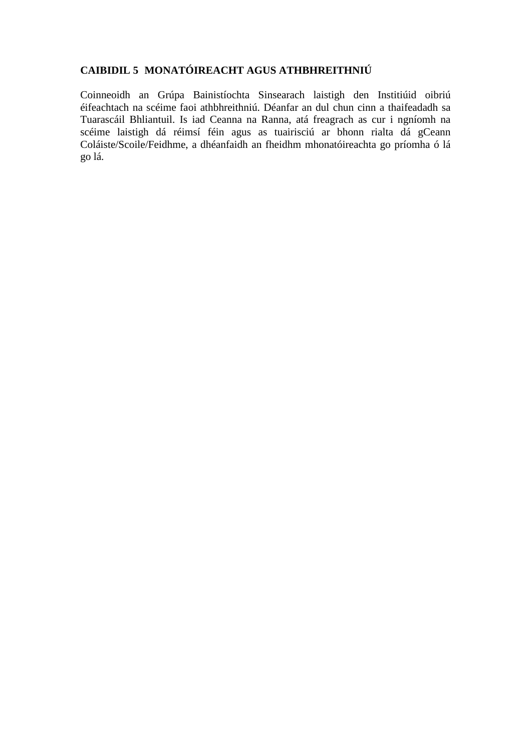## CAIBIDIL 5 MONATÓIREACHT AGUS ATHBHREITHNIÚ

Coinneoidh an Grúpa Bainistíochta Sinsearach laistigh den Institiúid oibriú éifeachtach na scéime faoi athbhreithniú. Déanfar an dul chun cinn a thaifeadadh sa Tuarascáil Bhliantuil. Is iad Ceanna na Ranna, atá freagrach as cur i ngníomh na scéime laistigh dá réimsí féin agus as tuairisciú ar bhonn rialta dá gCeann Coláiste/Scoile/Feidhme, a dhéanfaidh an fheidhm mhonatóireachta go príomha ó lá go lá.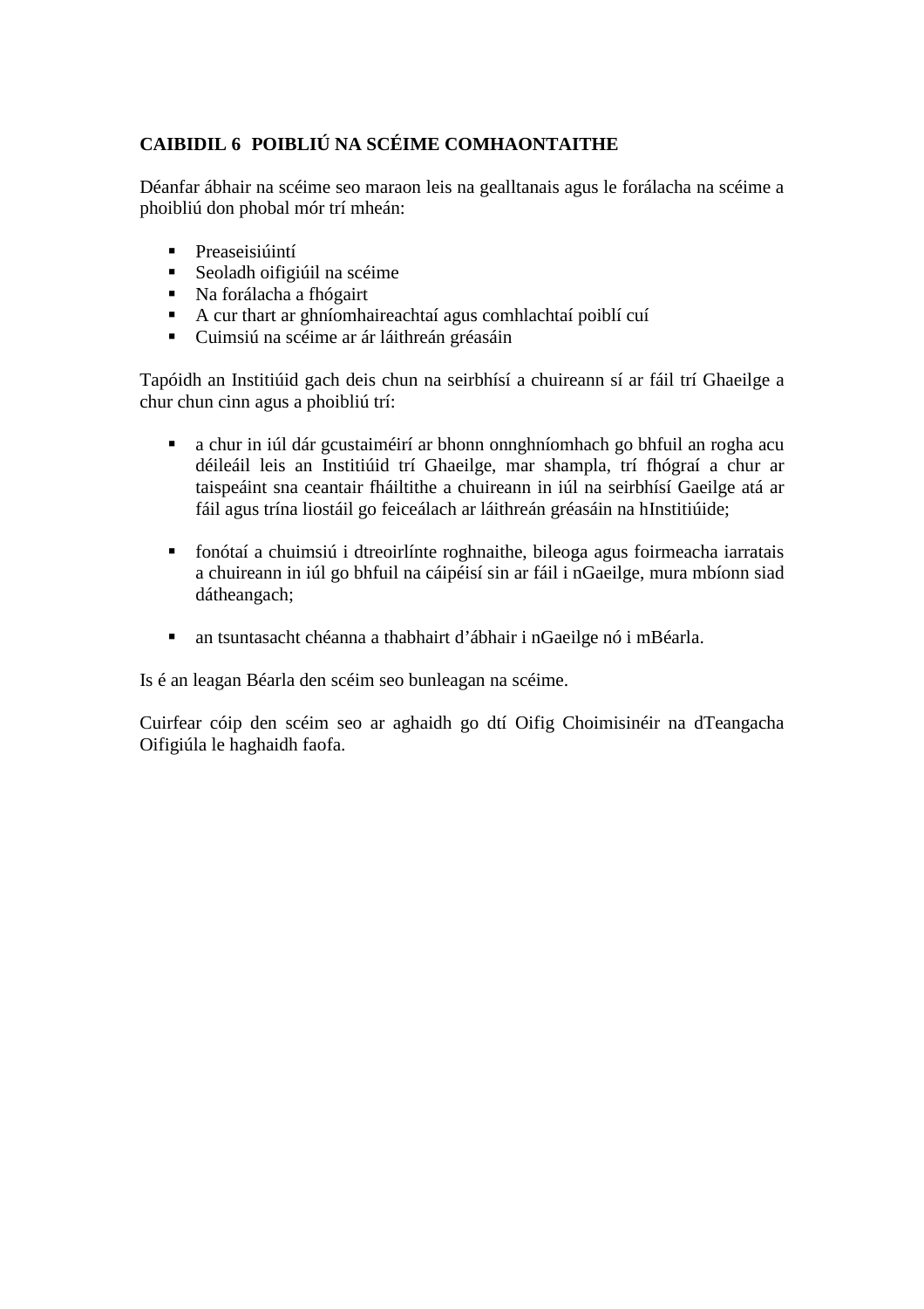## CAIBIDIL 6  POIBLIÚ NA SCÉIME COMHAONTAITHE

Déanfar ábhair na scéime seo maraon leis na gealltanais agus le forálacha na scéime a phoibliú don phobal mór trí mheán:

- Preaseisiúintí
- Seoladh oifigiúil na scéime
- Na forálacha a fhógairt
- A cur thart ar ghníomhaireachtaí agus comhlachtaí poiblí cuí
- Cuimsiú na scéime ar ár láithreán gréasáin

Tapóidh an Institiúid gach deis chun na seirbhísí a chuireann sí ar fáil trí Ghaeilge a chur chun cinn agus a phoibliú trí:

- a chur in iúl dár gcustaiméirí ar bhonn onnghníomhach go bhfuil an rogha acu déileáil leis an Institiúid trí Ghaeilge, mar shampla, trí fhógraí a chur ar taispeáint sna ceantair fháiltithe a chuireann in iúl na seirbhísí Gaeilge atá ar fáil agus trína liostáil go feiceálach ar láithreán gréasáin na hInstitiúide;

- fonótaí a chuimsiú i dtreoirlínte roghnaithe, bileoga agus foirmeacha iarratais a chuireann in iúl go bhfuil na cáipéisí sin ar fáil i nGaeilge, mura mbíonn siad dátheangach;

- an tsuntasacht chéanna a thabhairt d'ábhair i nGaeilge nó i mBéarla.

Is é an leagan Béarla den scéim seo bunleagan na scéime.

Cuirfear cóip den scéim seo ar aghaidh go dtí Oifig Choimisinéir na dTeangacha Oifigiúla le haghaidh faofa.